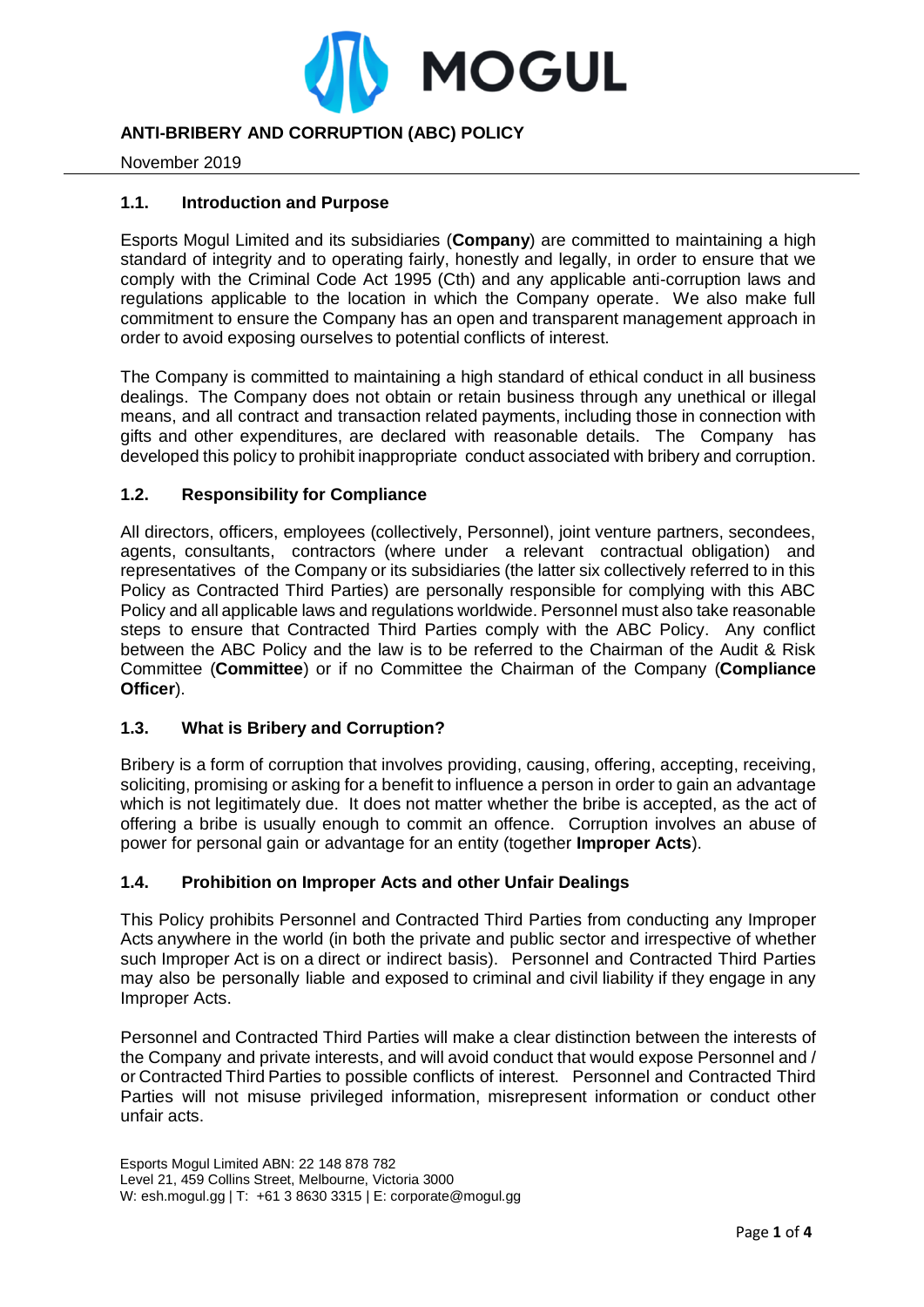# ANTI-BRIBERY AND CORRUPTION (ABC) POLICY

November 2019

## 1.1. Introduction and Purpose

Esports Mogul Limited and its subsidiaries (**Company**) are committed to maintaining a high standard of integrity and to operating fairly, honestly and legally, in order to ensure that we comply with the Criminal Code Act 1995 (Cth) and any applicable anti-corruption laws and regulations applicable to the location in which the Company operate. We also make full commitment to ensure the Company has an open and transparent management approach in order to avoid exposing ourselves to potential conflicts of interest.

The Company is committed to maintaining a high standard of ethical conduct in all business dealings. The Company does not obtain or retain business through any unethical or illegal means, and all contract and transaction related payments, including those in connection with gifts and other expenditures, are declared with reasonable details. The Company has developed this policy to prohibit inappropriate conduct associated with bribery and corruption.

## 1.2. Responsibility for Compliance

All directors, officers, employees (collectively, Personnel), joint venture partners, secondees, agents, consultants, contractors (where under a relevant contractual obligation) and representatives of the Company or its subsidiaries (the latter six collectively referred to in this Policy as Contracted Third Parties) are personally responsible for complying with this ABC Policy and all applicable laws and regulations worldwide. Personnel must also take reasonable steps to ensure that Contracted Third Parties comply with the ABC Policy. Any conflict between the ABC Policy and the law is to be referred to the Chairman of the Audit & Risk Committee (**Committee**) or if no Committee the Chairman of the Company (**Compliance Officer**).

## 1.3. What is Bribery and Corruption?

Bribery is a form of corruption that involves providing, causing, offering, accepting, receiving, soliciting, promising or asking for a benefit to influence a person in order to gain an advantage which is not legitimately due. It does not matter whether the bribe is accepted, as the act of offering a bribe is usually enough to commit an offence. Corruption involves an abuse of power for personal gain or advantage for an entity (together **Improper Acts**).

## 1.4. Prohibition on Improper Acts and other Unfair Dealings

This Policy prohibits Personnel and Contracted Third Parties from conducting any Improper Acts anywhere in the world (in both the private and public sector and irrespective of whether such Improper Act is on a direct or indirect basis). Personnel and Contracted Third Parties may also be personally liable and exposed to criminal and civil liability if they engage in any Improper Acts.

Personnel and Contracted Third Parties will make a clear distinction between the interests of the Company and private interests, and will avoid conduct that would expose Personnel and / or Contracted Third Parties to possible conflicts of interest. Personnel and Contracted Third Parties will not misuse privileged information, misrepresent information or conduct other unfair acts.

Esports Mogul Limited ABN: 22 148 878 782
Level 21, 459 Collins Street, Melbourne, Victoria 3000
W: esh.mogul.gg | T: +61 3 8630 3315 | E: corporate@mogul.gg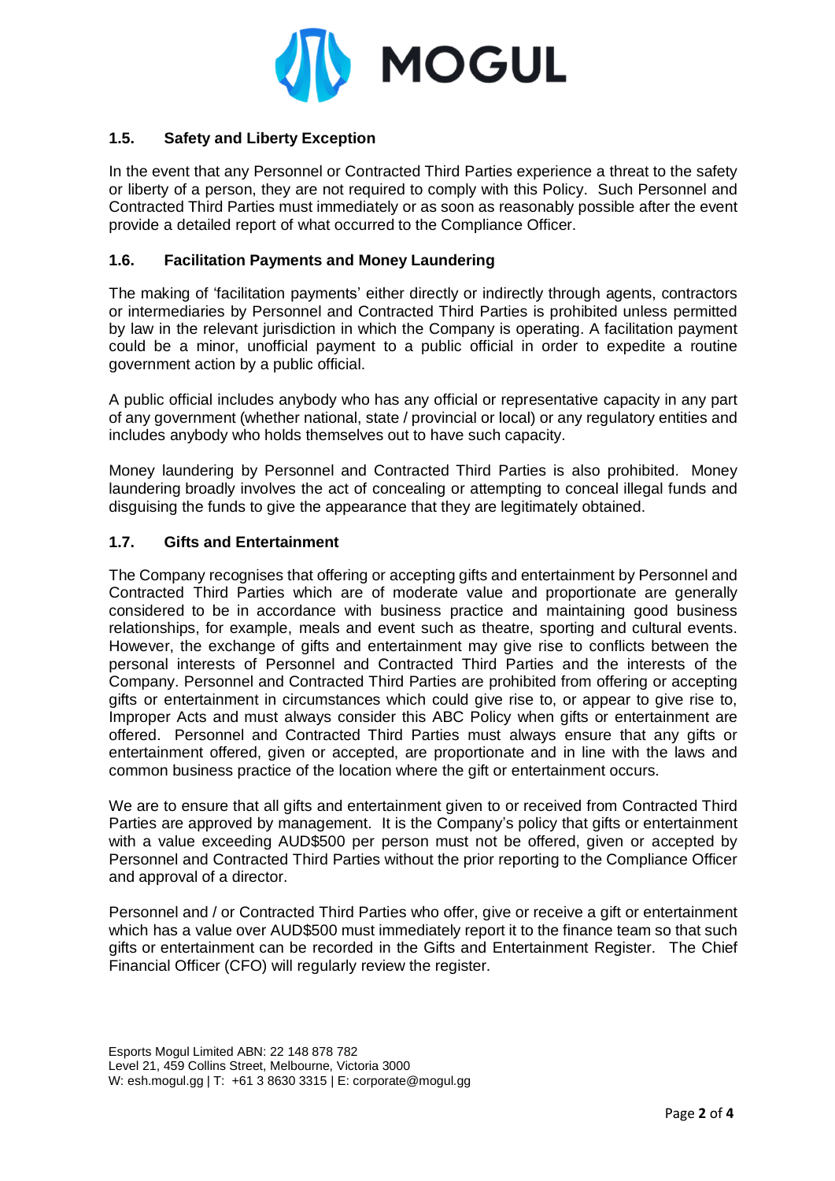### 1.5. Safety and Liberty Exception

In the event that any Personnel or Contracted Third Parties experience a threat to the safety or liberty of a person, they are not required to comply with this Policy. Such Personnel and Contracted Third Parties must immediately or as soon as reasonably possible after the event provide a detailed report of what occurred to the Compliance Officer.

### 1.6. Facilitation Payments and Money Laundering

The making of 'facilitation payments' either directly or indirectly through agents, contractors or intermediaries by Personnel and Contracted Third Parties is prohibited unless permitted by law in the relevant jurisdiction in which the Company is operating. A facilitation payment could be a minor, unofficial payment to a public official in order to expedite a routine government action by a public official.

A public official includes anybody who has any official or representative capacity in any part of any government (whether national, state / provincial or local) or any regulatory entities and includes anybody who holds themselves out to have such capacity.

Money laundering by Personnel and Contracted Third Parties is also prohibited. Money laundering broadly involves the act of concealing or attempting to conceal illegal funds and disguising the funds to give the appearance that they are legitimately obtained.

### 1.7. Gifts and Entertainment

The Company recognises that offering or accepting gifts and entertainment by Personnel and Contracted Third Parties which are of moderate value and proportionate are generally considered to be in accordance with business practice and maintaining good business relationships, for example, meals and event such as theatre, sporting and cultural events. However, the exchange of gifts and entertainment may give rise to conflicts between the personal interests of Personnel and Contracted Third Parties and the interests of the Company. Personnel and Contracted Third Parties are prohibited from offering or accepting gifts or entertainment in circumstances which could give rise to, or appear to give rise to, Improper Acts and must always consider this ABC Policy when gifts or entertainment are offered. Personnel and Contracted Third Parties must always ensure that any gifts or entertainment offered, given or accepted, are proportionate and in line with the laws and common business practice of the location where the gift or entertainment occurs.

We are to ensure that all gifts and entertainment given to or received from Contracted Third Parties are approved by management. It is the Company's policy that gifts or entertainment with a value exceeding AUD$500 per person must not be offered, given or accepted by Personnel and Contracted Third Parties without the prior reporting to the Compliance Officer and approval of a director.

Personnel and / or Contracted Third Parties who offer, give or receive a gift or entertainment which has a value over AUD$500 must immediately report it to the finance team so that such gifts or entertainment can be recorded in the Gifts and Entertainment Register. The Chief Financial Officer (CFO) will regularly review the register.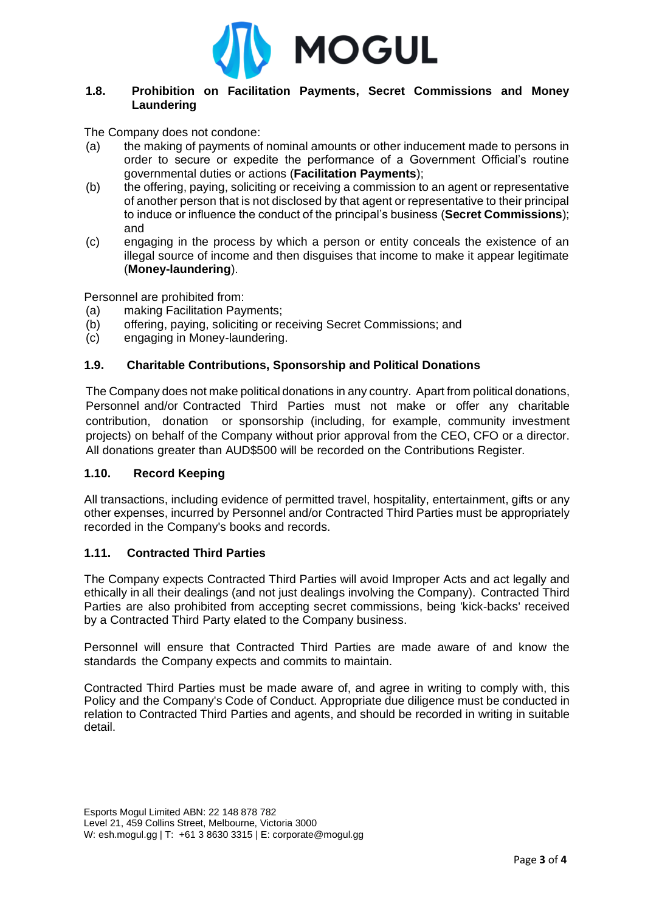### 1.8. Prohibition on Facilitation Payments, Secret Commissions and Money Laundering

The Company does not condone:

(a) the making of payments of nominal amounts or other inducement made to persons in order to secure or expedite the performance of a Government Official's routine governmental duties or actions (**Facilitation Payments**);

(b) the offering, paying, soliciting or receiving a commission to an agent or representative of another person that is not disclosed by that agent or representative to their principal to induce or influence the conduct of the principal's business (**Secret Commissions**); and

(c) engaging in the process by which a person or entity conceals the existence of an illegal source of income and then disguises that income to make it appear legitimate (**Money-laundering**).

Personnel are prohibited from:

(a) making Facilitation Payments;

(b) offering, paying, soliciting or receiving Secret Commissions; and

(c) engaging in Money-laundering.

### 1.9. Charitable Contributions, Sponsorship and Political Donations

The Company does not make political donations in any country. Apart from political donations, Personnel and/or Contracted Third Parties must not make or offer any charitable contribution, donation or sponsorship (including, for example, community investment projects) on behalf of the Company without prior approval from the CEO, CFO or a director. All donations greater than AUD$500 will be recorded on the Contributions Register.

### 1.10. Record Keeping

All transactions, including evidence of permitted travel, hospitality, entertainment, gifts or any other expenses, incurred by Personnel and/or Contracted Third Parties must be appropriately recorded in the Company's books and records.

### 1.11. Contracted Third Parties

The Company expects Contracted Third Parties will avoid Improper Acts and act legally and ethically in all their dealings (and not just dealings involving the Company). Contracted Third Parties are also prohibited from accepting secret commissions, being 'kick-backs' received by a Contracted Third Party elated to the Company business.

Personnel will ensure that Contracted Third Parties are made aware of and know the standards the Company expects and commits to maintain.

Contracted Third Parties must be made aware of, and agree in writing to comply with, this Policy and the Company's Code of Conduct. Appropriate due diligence must be conducted in relation to Contracted Third Parties and agents, and should be recorded in writing in suitable detail.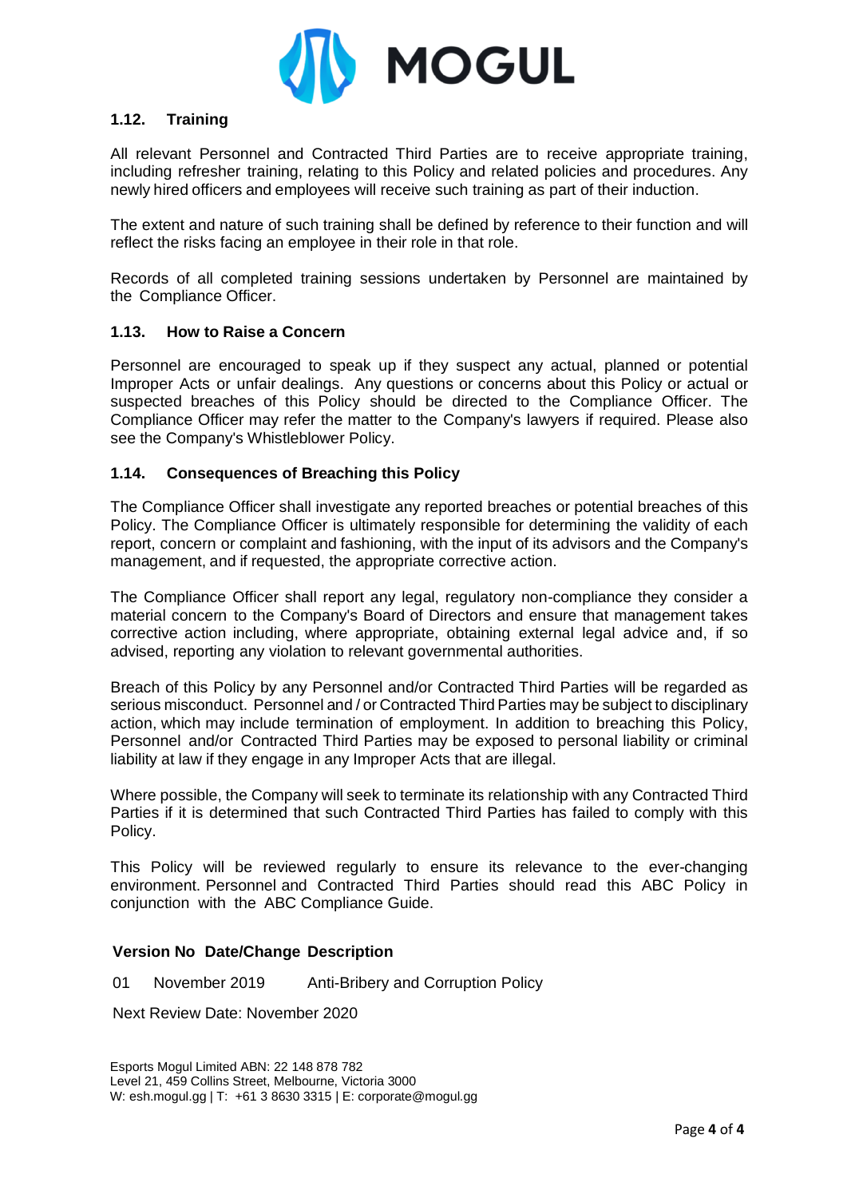### 1.12. Training

All relevant Personnel and Contracted Third Parties are to receive appropriate training, including refresher training, relating to this Policy and related policies and procedures. Any newly hired officers and employees will receive such training as part of their induction.

The extent and nature of such training shall be defined by reference to their function and will reflect the risks facing an employee in their role in that role.

Records of all completed training sessions undertaken by Personnel are maintained by the Compliance Officer.

### 1.13. How to Raise a Concern

Personnel are encouraged to speak up if they suspect any actual, planned or potential Improper Acts or unfair dealings. Any questions or concerns about this Policy or actual or suspected breaches of this Policy should be directed to the Compliance Officer. The Compliance Officer may refer the matter to the Company's lawyers if required. Please also see the Company's Whistleblower Policy.

### 1.14. Consequences of Breaching this Policy

The Compliance Officer shall investigate any reported breaches or potential breaches of this Policy. The Compliance Officer is ultimately responsible for determining the validity of each report, concern or complaint and fashioning, with the input of its advisors and the Company's management, and if requested, the appropriate corrective action.

The Compliance Officer shall report any legal, regulatory non-compliance they consider a material concern to the Company's Board of Directors and ensure that management takes corrective action including, where appropriate, obtaining external legal advice and, if so advised, reporting any violation to relevant governmental authorities.

Breach of this Policy by any Personnel and/or Contracted Third Parties will be regarded as serious misconduct. Personnel and / or Contracted Third Parties may be subject to disciplinary action, which may include termination of employment. In addition to breaching this Policy, Personnel and/or Contracted Third Parties may be exposed to personal liability or criminal liability at law if they engage in any Improper Acts that are illegal.

Where possible, the Company will seek to terminate its relationship with any Contracted Third Parties if it is determined that such Contracted Third Parties has failed to comply with this Policy.

This Policy will be reviewed regularly to ensure its relevance to the ever-changing environment. Personnel and Contracted Third Parties should read this ABC Policy in conjunction with the ABC Compliance Guide.

| Version No | Date/Change | Description |
|---|---|---|
| 01 | November 2019 | Anti-Bribery and Corruption Policy |

Next Review Date: November 2020

Esports Mogul Limited ABN: 22 148 878 782
Level 21, 459 Collins Street, Melbourne, Victoria 3000
W: esh.mogul.gg | T: +61 3 8630 3315 | E: corporate@mogul.gg